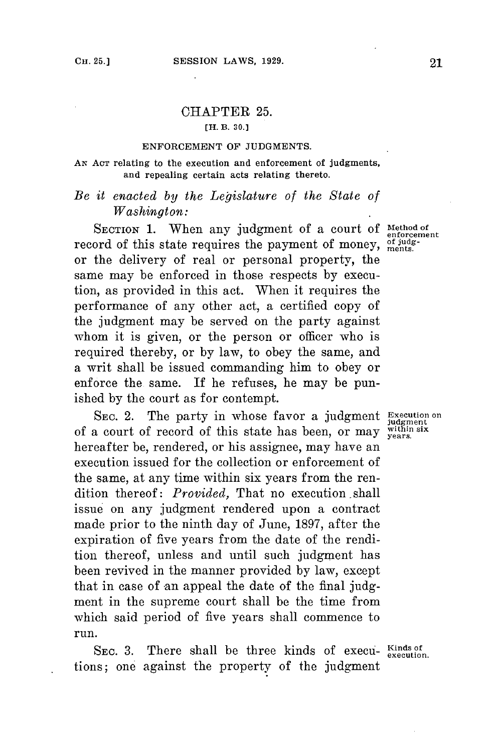# CHAPTER 25.

[H. B. 30.]

## ENFORCEMENT OF JUDGMENTS.

AN ACT relating to the execution and enforcement of judgments, and repealing certain acts relating thereto.

*Be it enacted by the Legislature of the State of Washington:*

SECTION 1. When any judgment of a court of record of this state requires the payment of money, or the delivery of real or personal property, the same may be enforced in those respects by execution, as provided in this act. When it requires the performance of any other act, a certified copy of the judgment may be served on the party against whom it is given, or the person or officer who is required thereby, or by law, to obey the same, and a writ shall be issued commanding him to obey or enforce the same. If he refuses, he may be punished by the court as for contempt.

Method of enforcement of judgments.

SEC. 2. The party in whose favor a judgment of a court of record of this state has been, or may hereafter be, rendered, or his assignee, may have an execution issued for the collection or enforcement of the same, at any time within six years from the rendition thereof: *Provided,* That no execution shall issue on any judgment rendered upon a contract made prior to the ninth day of June, 1897, after the expiration of five years from the date of the rendition thereof, unless and until such judgment has been revived in the manner provided by law, except that in case of an appeal the date of the final judgment in the supreme court shall be the time from which said period of five years shall commence to run.

Execution on judgment within six years.

SEC. 3. There shall be three kinds of executions; one against the property of the judgment

Kinds of execution.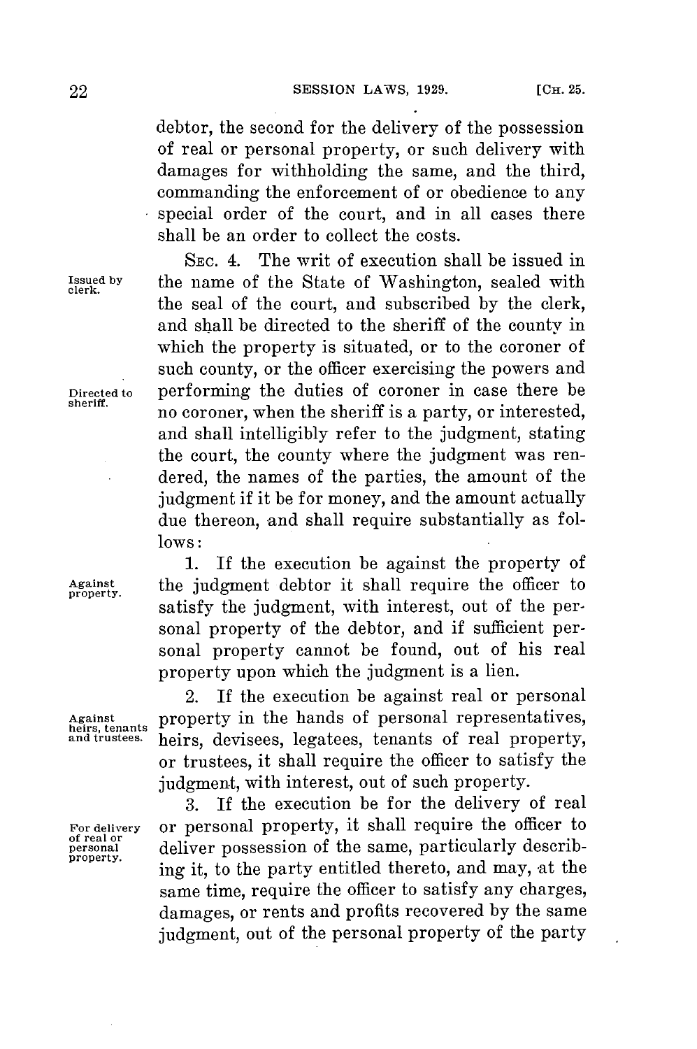debtor, the second for the delivery of the possession of real or personal property, or such delivery with damages for withholding the same, and the third, commanding the enforcement of or obedience to any special order of the court, and in all cases there shall be an order to collect the costs.

Issued by clerk.

Directed to sheriff.

SEC. 4. The writ of execution shall be issued in the name of the State of Washington, sealed with the seal of the court, and subscribed by the clerk, and shall be directed to the sheriff of the county in which the property is situated, or to the coroner of such county, or the officer exercising the powers and performing the duties of coroner in case there be no coroner, when the sheriff is a party, or interested, and shall intelligibly refer to the judgment, stating the court, the county where the judgment was rendered, the names of the parties, the amount of the judgment if it be for money, and the amount actually due thereon, and shall require substantially as follows:

Against property.

1. If the execution be against the property of the judgment debtor it shall require the officer to satisfy the judgment, with interest, out of the personal property of the debtor, and if sufficient personal property cannot be found, out of his real property upon which the judgment is a lien.

Against heirs, tenants and trustees.

2. If the execution be against real or personal property in the hands of personal representatives, heirs, devisees, legatees, tenants of real property, or trustees, it shall require the officer to satisfy the judgment, with interest, out of such property.

For delivery of real or personal property.

3. If the execution be for the delivery of real or personal property, it shall require the officer to deliver possession of the same, particularly describing it, to the party entitled thereto, and may, at the same time, require the officer to satisfy any charges, damages, or rents and profits recovered by the same judgment, out of the personal property of the party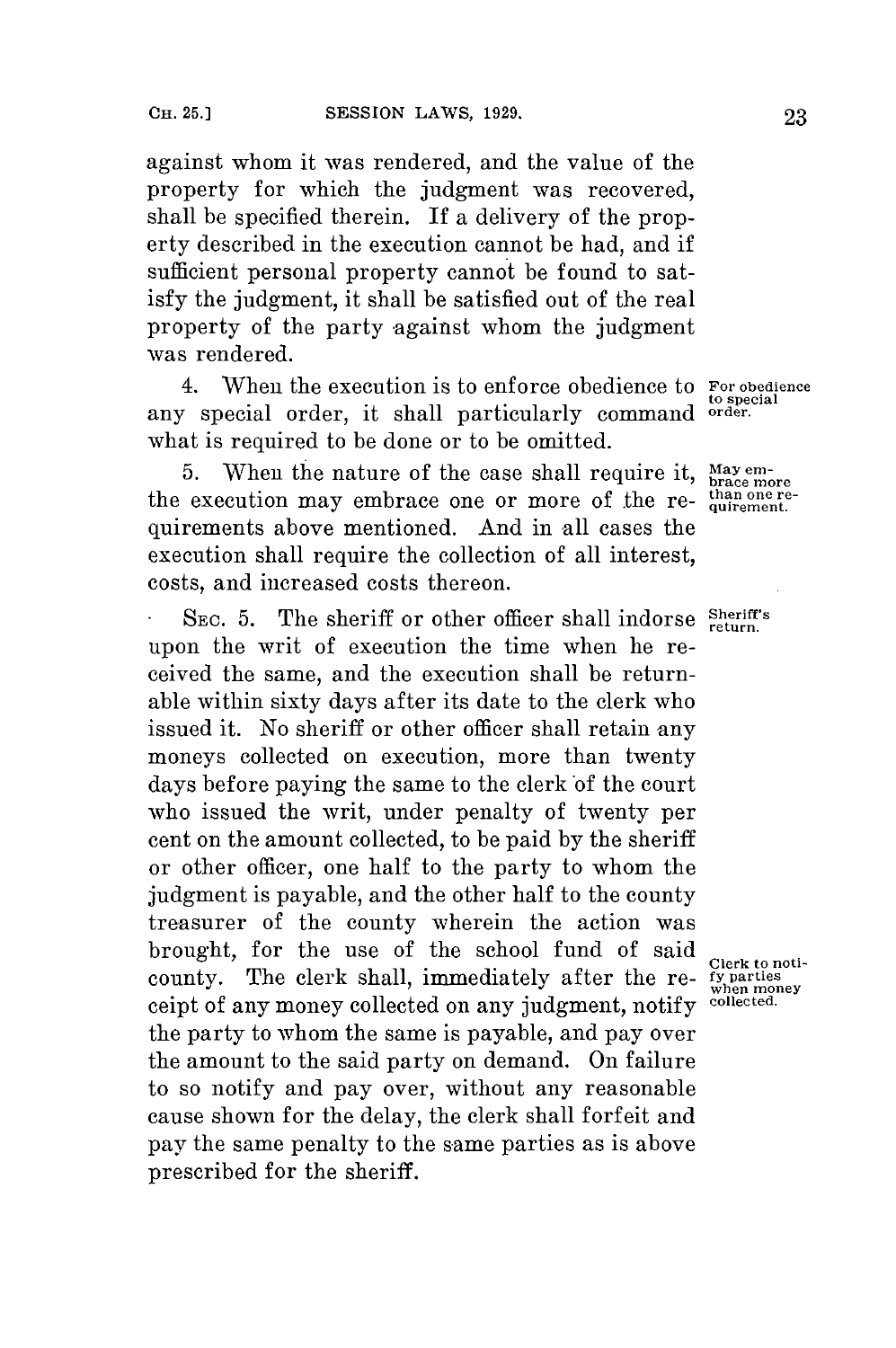against whom it was rendered, and the value of the property for which the judgment was recovered, shall be specified therein. If a delivery of the property described in the execution cannot be had, and if sufficient personal property cannot be found to satisfy the judgment, it shall be satisfied out of the real property of the party against whom the judgment was rendered.

4. When the execution is to enforce obedience to any special order, it shall particularly command what is required to be done or to be omitted.

*For obedience to special order.*

5. When the nature of the case shall require it, the execution may embrace one or more of the requirements above mentioned. And in all cases the execution shall require the collection of all interest, costs, and increased costs thereon.

*May embrace more than one requirement.*

SEC. 5. The sheriff or other officer shall indorse upon the writ of execution the time when he received the same, and the execution shall be returnable within sixty days after its date to the clerk who issued it. No sheriff or other officer shall retain any moneys collected on execution, more than twenty days before paying the same to the clerk of the court who issued the writ, under penalty of twenty per cent on the amount collected, to be paid by the sheriff or other officer, one half to the party to whom the judgment is payable, and the other half to the county treasurer of the county wherein the action was brought, for the use of the school fund of said county. The clerk shall, immediately after the receipt of any money collected on any judgment, notify the party to whom the same is payable, and pay over the amount to the said party on demand. On failure to so notify and pay over, without any reasonable cause shown for the delay, the clerk shall forfeit and pay the same penalty to the same parties as is above prescribed for the sheriff.

*Sheriff's return.*

*Clerk to notify parties when money collected.*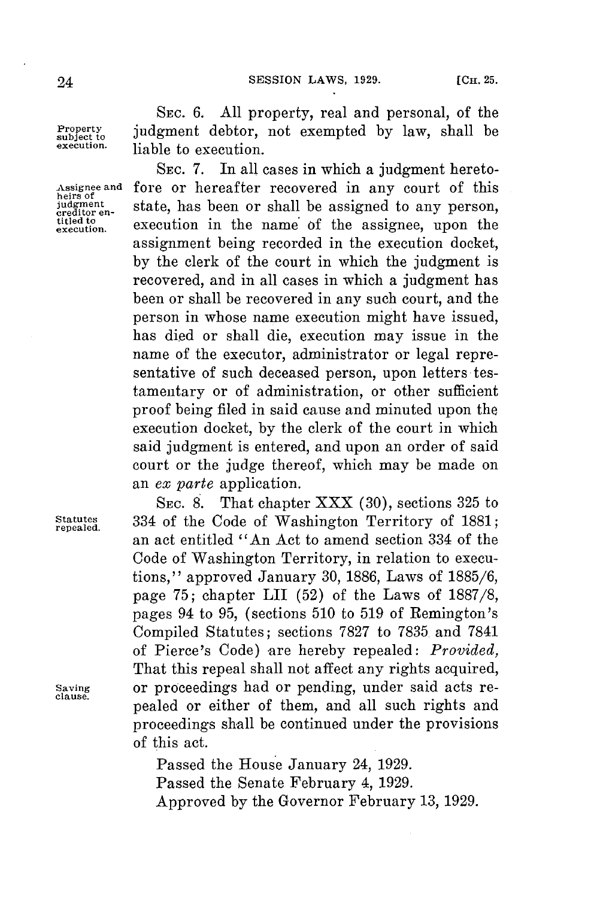Property subject to execution.

SEC. 6. All property, real and personal, of the judgment debtor, not exempted by law, shall be liable to execution.

Assignee and heirs of judgment creditor entitled to execution.

SEC. 7. In all cases in which a judgment heretofore or hereafter recovered in any court of this state, has been or shall be assigned to any person, execution in the name of the assignee, upon the assignment being recorded in the execution docket, by the clerk of the court in which the judgment is recovered, and in all cases in which a judgment has been or shall be recovered in any such court, and the person in whose name execution might have issued, has died or shall die, execution may issue in the name of the executor, administrator or legal representative of such deceased person, upon letters testamentary or of administration, or other sufficient proof being filed in said cause and minuted upon the execution docket, by the clerk of the court in which said judgment is entered, and upon an order of said court or the judge thereof, which may be made on an *ex parte* application.

Statutes repealed.

SEC. 8. That chapter XXX (30), sections 325 to 334 of the Code of Washington Territory of 1881; an act entitled "An Act to amend section 334 of the Code of Washington Territory, in relation to executions," approved January 30, 1886, Laws of 1885/6, page 75; chapter LII (52) of the Laws of 1887/8, pages 94 to 95, (sections 510 to 519 of Remington's Compiled Statutes; sections 7827 to 7835 and 7841 of Pierce's Code) are hereby repealed: *Provided,* That this repeal shall not affect any rights acquired, or proceedings had or pending, under said acts repealed or either of them, and all such rights and proceedings shall be continued under the provisions of this act.

Saving clause.

Passed the House January 24, 1929.
Passed the Senate February 4, 1929.
Approved by the Governor February 13, 1929.